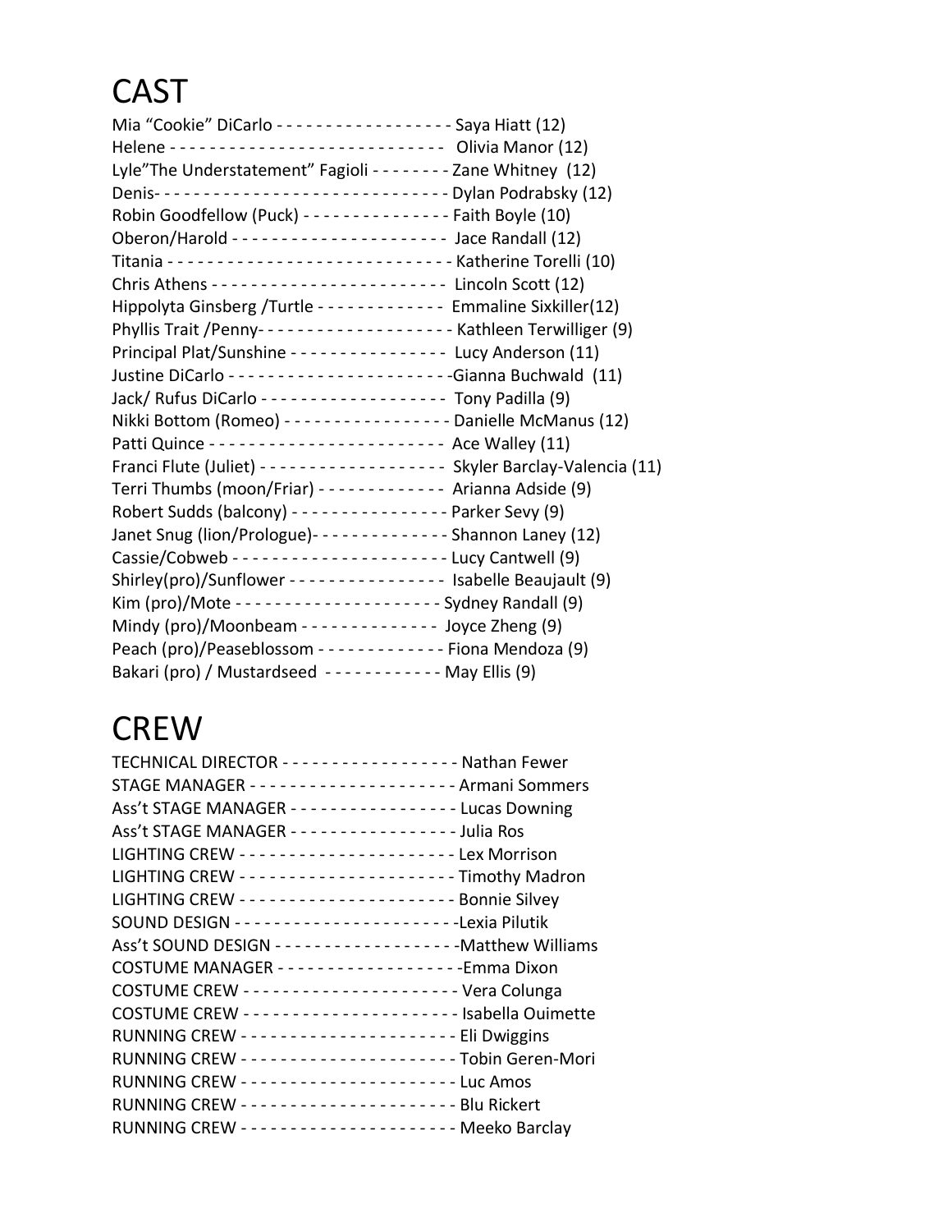# CAST

Mia "Cookie" DiCarlo - - - - - - - - - - - - - - - - - - Saya Hiatt (12)
Helene - - - - - - - - - - - - - - - - - - - - - - - - - - - - Olivia Manor (12)
Lyle"The Understatement" Fagioli - - - - - - - - Zane Whitney (12)
Denis- - - - - - - - - - - - - - - - - - - - - - - - - - - - - - Dylan Podrabsky (12)
Robin Goodfellow (Puck) - - - - - - - - - - - - - - - Faith Boyle (10)
Oberon/Harold - - - - - - - - - - - - - - - - - - - - - - Jace Randall (12)
Titania - - - - - - - - - - - - - - - - - - - - - - - - - - - - - Katherine Torelli (10)
Chris Athens - - - - - - - - - - - - - - - - - - - - - - - - Lincoln Scott (12)
Hippolyta Ginsberg /Turtle - - - - - - - - - - - - - Emmaline Sixkiller(12)
Phyllis Trait /Penny- - - - - - - - - - - - - - - - - - - - Kathleen Terwilliger (9)
Principal Plat/Sunshine - - - - - - - - - - - - - - - - Lucy Anderson (11)
Justine DiCarlo - - - - - - - - - - - - - - - - - - - - - - - -Gianna Buchwald (11)
Jack/ Rufus DiCarlo - - - - - - - - - - - - - - - - - - - Tony Padilla (9)
Nikki Bottom (Romeo) - - - - - - - - - - - - - - - - - Danielle McManus (12)
Patti Quince - - - - - - - - - - - - - - - - - - - - - - - - Ace Walley (11)
Franci Flute (Juliet) - - - - - - - - - - - - - - - - - - - Skyler Barclay-Valencia (11)
Terri Thumbs (moon/Friar) - - - - - - - - - - - - - Arianna Adside (9)
Robert Sudds (balcony) - - - - - - - - - - - - - - - - Parker Sevy (9)
Janet Snug (lion/Prologue)- - - - - - - - - - - - - - Shannon Laney (12)
Cassie/Cobweb - - - - - - - - - - - - - - - - - - - - - - Lucy Cantwell (9)
Shirley(pro)/Sunflower - - - - - - - - - - - - - - - - Isabelle Beaujault (9)
Kim (pro)/Mote - - - - - - - - - - - - - - - - - - - - - Sydney Randall (9)
Mindy (pro)/Moonbeam - - - - - - - - - - - - - - Joyce Zheng (9)
Peach (pro)/Peaseblossom - - - - - - - - - - - - - Fiona Mendoza (9)
Bakari (pro) / Mustardseed - - - - - - - - - - - - May Ellis (9)

# CREW

TECHNICAL DIRECTOR - - - - - - - - - - - - - - - - - - Nathan Fewer
STAGE MANAGER - - - - - - - - - - - - - - - - - - - - - Armani Sommers
Ass't STAGE MANAGER - - - - - - - - - - - - - - - - - Lucas Downing
Ass't STAGE MANAGER - - - - - - - - - - - - - - - - - Julia Ros
LIGHTING CREW - - - - - - - - - - - - - - - - - - - - - - Lex Morrison
LIGHTING CREW - - - - - - - - - - - - - - - - - - - - - - Timothy Madron
LIGHTING CREW - - - - - - - - - - - - - - - - - - - - - - Bonnie Silvey
SOUND DESIGN - - - - - - - - - - - - - - - - - - - - - - -Lexia Pilutik
Ass't SOUND DESIGN - - - - - - - - - - - - - - - - - - -Matthew Williams
COSTUME MANAGER - - - - - - - - - - - - - - - - - - -Emma Dixon
COSTUME CREW - - - - - - - - - - - - - - - - - - - - - - Vera Colunga
COSTUME CREW - - - - - - - - - - - - - - - - - - - - - - Isabella Ouimette
RUNNING CREW - - - - - - - - - - - - - - - - - - - - - - Eli Dwiggins
RUNNING CREW - - - - - - - - - - - - - - - - - - - - - - Tobin Geren-Mori
RUNNING CREW - - - - - - - - - - - - - - - - - - - - - - Luc Amos
RUNNING CREW - - - - - - - - - - - - - - - - - - - - - - Blu Rickert
RUNNING CREW - - - - - - - - - - - - - - - - - - - - - - Meeko Barclay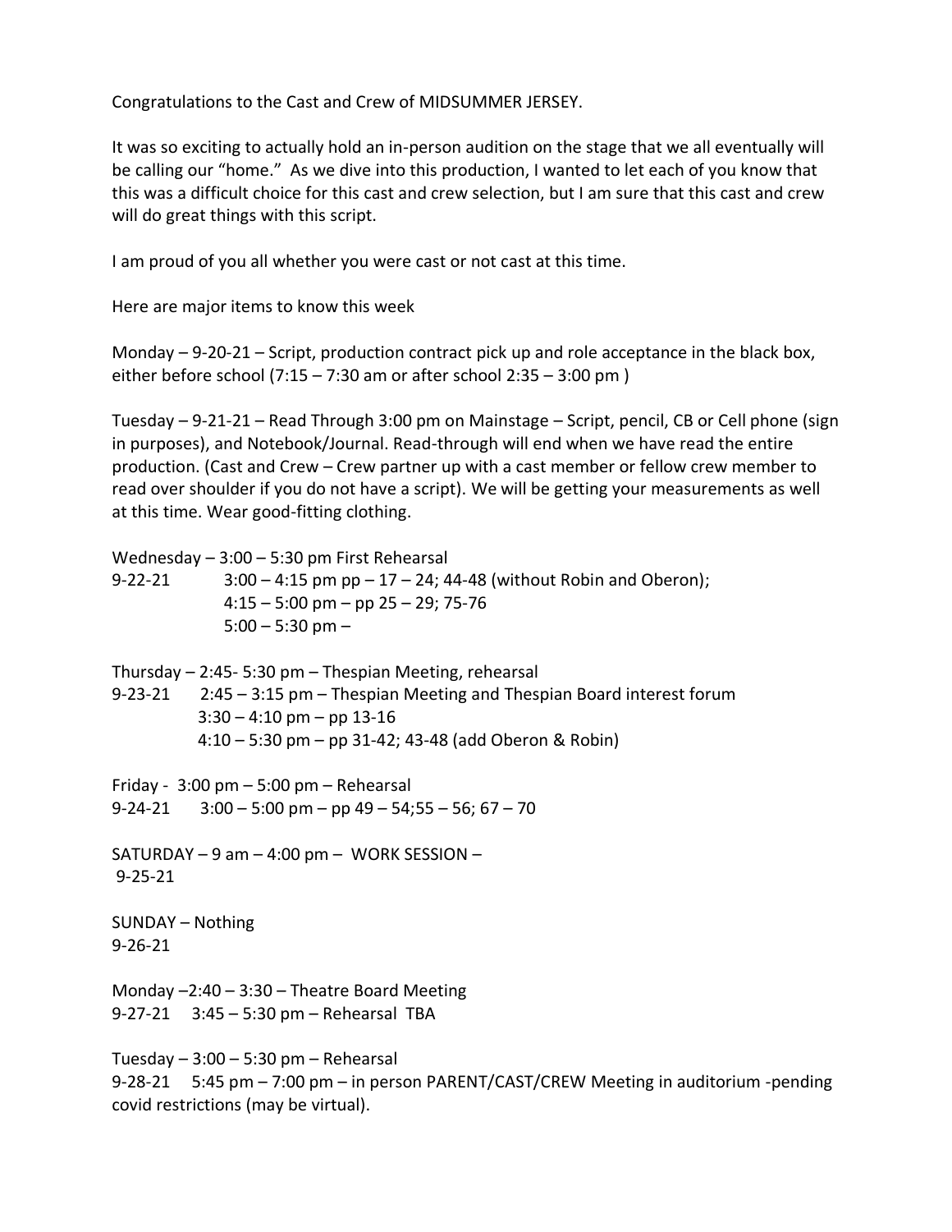Congratulations to the Cast and Crew of MIDSUMMER JERSEY.

It was so exciting to actually hold an in-person audition on the stage that we all eventually will be calling our "home." As we dive into this production, I wanted to let each of you know that this was a difficult choice for this cast and crew selection, but I am sure that this cast and crew will do great things with this script.

I am proud of you all whether you were cast or not cast at this time.

Here are major items to know this week

Monday – 9-20-21 – Script, production contract pick up and role acceptance in the black box, either before school (7:15 – 7:30 am or after school 2:35 – 3:00 pm )

Tuesday – 9-21-21 – Read Through 3:00 pm on Mainstage – Script, pencil, CB or Cell phone (sign in purposes), and Notebook/Journal. Read-through will end when we have read the entire production. (Cast and Crew – Crew partner up with a cast member or fellow crew member to read over shoulder if you do not have a script). We will be getting your measurements as well at this time. Wear good-fitting clothing.

Wednesday – 3:00 – 5:30 pm First Rehearsal
9-22-21 3:00 – 4:15 pm pp – 17 – 24; 44-48 (without Robin and Oberon);
4:15 – 5:00 pm – pp 25 – 29; 75-76
5:00 – 5:30 pm –

Thursday – 2:45- 5:30 pm – Thespian Meeting, rehearsal
9-23-21 2:45 – 3:15 pm – Thespian Meeting and Thespian Board interest forum
3:30 – 4:10 pm – pp 13-16
4:10 – 5:30 pm – pp 31-42; 43-48 (add Oberon & Robin)

Friday - 3:00 pm – 5:00 pm – Rehearsal
9-24-21 3:00 – 5:00 pm – pp 49 – 54;55 – 56; 67 – 70

SATURDAY – 9 am – 4:00 pm – WORK SESSION –
9-25-21

SUNDAY – Nothing
9-26-21

Monday –2:40 – 3:30 – Theatre Board Meeting
9-27-21 3:45 – 5:30 pm – Rehearsal TBA

Tuesday – 3:00 – 5:30 pm – Rehearsal
9-28-21 5:45 pm – 7:00 pm – in person PARENT/CAST/CREW Meeting in auditorium -pending covid restrictions (may be virtual).